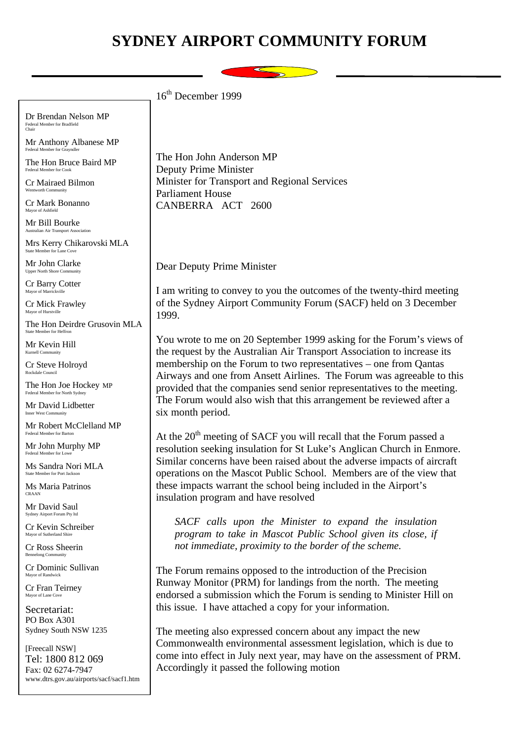# SYDNEY AIRPORT COMMUNITY FORUM

Dr Brendan Nelson MP
Federal Member for Bradfield
Chair

Mr Anthony Albanese MP
Federal Member for Grayndler

The Hon Bruce Baird MP
Federal Member for Cook

Cr Mairaed Bilmon
Wentworth Community

Cr Mark Bonanno
Mayor of Ashfield

Mr Bill Bourke
Australian Air Transport Association

Mrs Kerry Chikarovski MLA
State Member for Lane Cove

Mr John Clarke
Upper North Shore Community

Cr Barry Cotter
Mayor of Marrickville

Cr Mick Frawley
Mayor of Hurstville

The Hon Deirdre Grusovin MLA
State Member for Heffron

Mr Kevin Hill
Kurnell Community

Cr Steve Holroyd
Rockdale Council

The Hon Joe Hockey MP
Federal Member for North Sydney

Mr David Lidbetter
Inner West Community

Mr Robert McClelland MP
Federal Member for Barton

Mr John Murphy MP
Federal Member for Lowe

Ms Sandra Nori MLA
State Member for Port Jackson

Ms Maria Patrinos
CRAAN

Mr David Saul
Sydney Airport Forum Pty ltd

Cr Kevin Schreiber
Mayor of Sutherland Shire

Cr Ross Sheerin
Bennelong Community

Cr Dominic Sullivan
Mayor of Randwick

Cr Fran Teirney
Mayor of Lane Cove

Secretariat:
PO Box A301
Sydney South NSW 1235

[Freecall NSW]
Tel: 1800 812 069
Fax: 02 6274-7947
www.dtrs.gov.au/airports/sacf/sacf1.htm

16th December 1999

The Hon John Anderson MP
Deputy Prime Minister
Minister for Transport and Regional Services
Parliament House
CANBERRA ACT 2600

Dear Deputy Prime Minister

I am writing to convey to you the outcomes of the twenty-third meeting of the Sydney Airport Community Forum (SACF) held on 3 December 1999.

You wrote to me on 20 September 1999 asking for the Forum's views of the request by the Australian Air Transport Association to increase its membership on the Forum to two representatives – one from Qantas Airways and one from Ansett Airlines. The Forum was agreeable to this provided that the companies send senior representatives to the meeting. The Forum would also wish that this arrangement be reviewed after a six month period.

At the 20th meeting of SACF you will recall that the Forum passed a resolution seeking insulation for St Luke's Anglican Church in Enmore. Similar concerns have been raised about the adverse impacts of aircraft operations on the Mascot Public School. Members are of the view that these impacts warrant the school being included in the Airport's insulation program and have resolved

> *SACF calls upon the Minister to expand the insulation program to take in Mascot Public School given its close, if not immediate, proximity to the border of the scheme.*

The Forum remains opposed to the introduction of the Precision Runway Monitor (PRM) for landings from the north. The meeting endorsed a submission which the Forum is sending to Minister Hill on this issue. I have attached a copy for your information.

The meeting also expressed concern about any impact the new Commonwealth environmental assessment legislation, which is due to come into effect in July next year, may have on the assessment of PRM. Accordingly it passed the following motion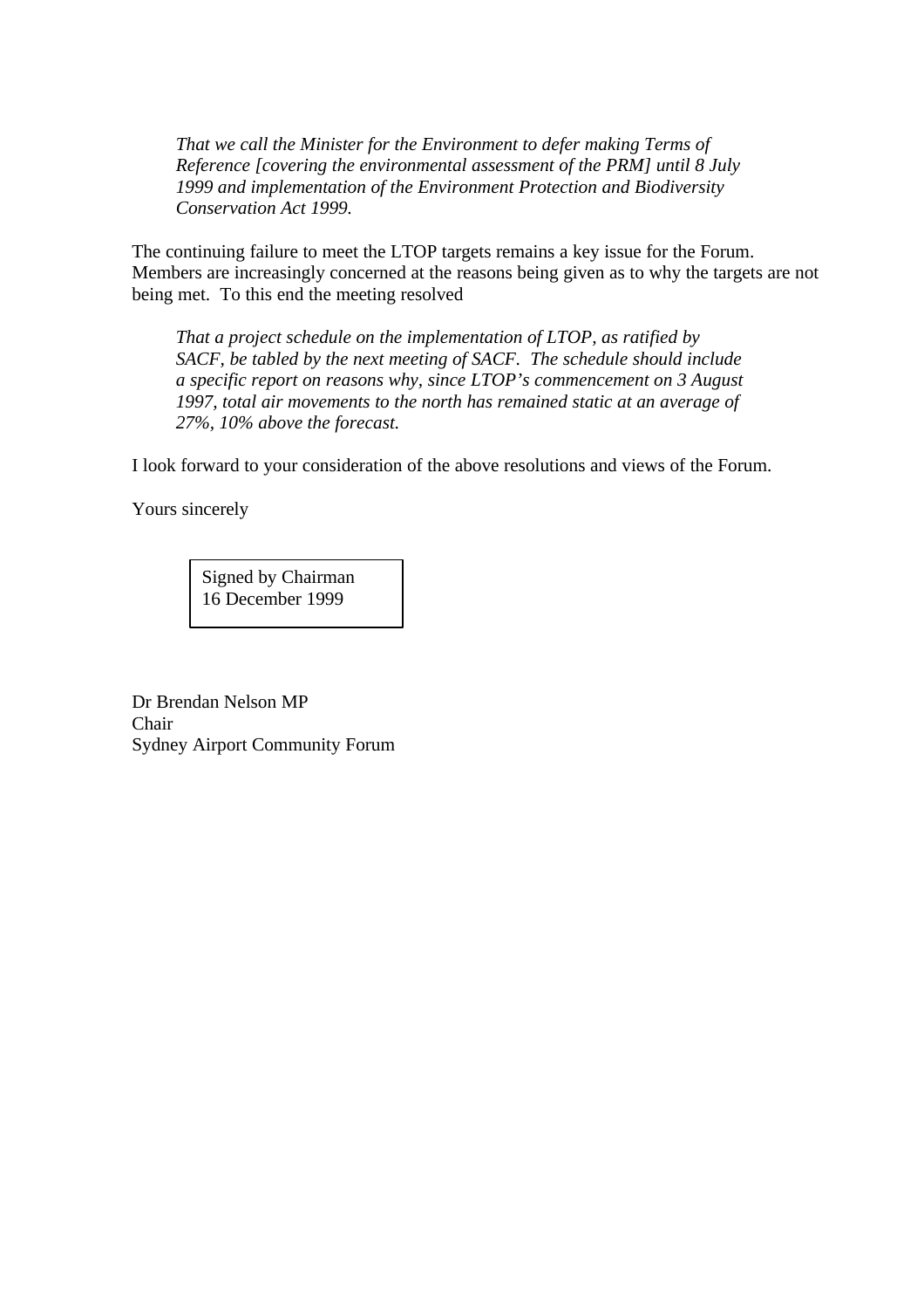*That we call the Minister for the Environment to defer making Terms of Reference [covering the environmental assessment of the PRM] until 8 July 1999 and implementation of the Environment Protection and Biodiversity Conservation Act 1999.*

The continuing failure to meet the LTOP targets remains a key issue for the Forum. Members are increasingly concerned at the reasons being given as to why the targets are not being met. To this end the meeting resolved

*That a project schedule on the implementation of LTOP, as ratified by SACF, be tabled by the next meeting of SACF. The schedule should include a specific report on reasons why, since LTOP's commencement on 3 August 1997, total air movements to the north has remained static at an average of 27%, 10% above the forecast.*

I look forward to your consideration of the above resolutions and views of the Forum.

Yours sincerely

Signed by Chairman
16 December 1999

Dr Brendan Nelson MP
Chair
Sydney Airport Community Forum